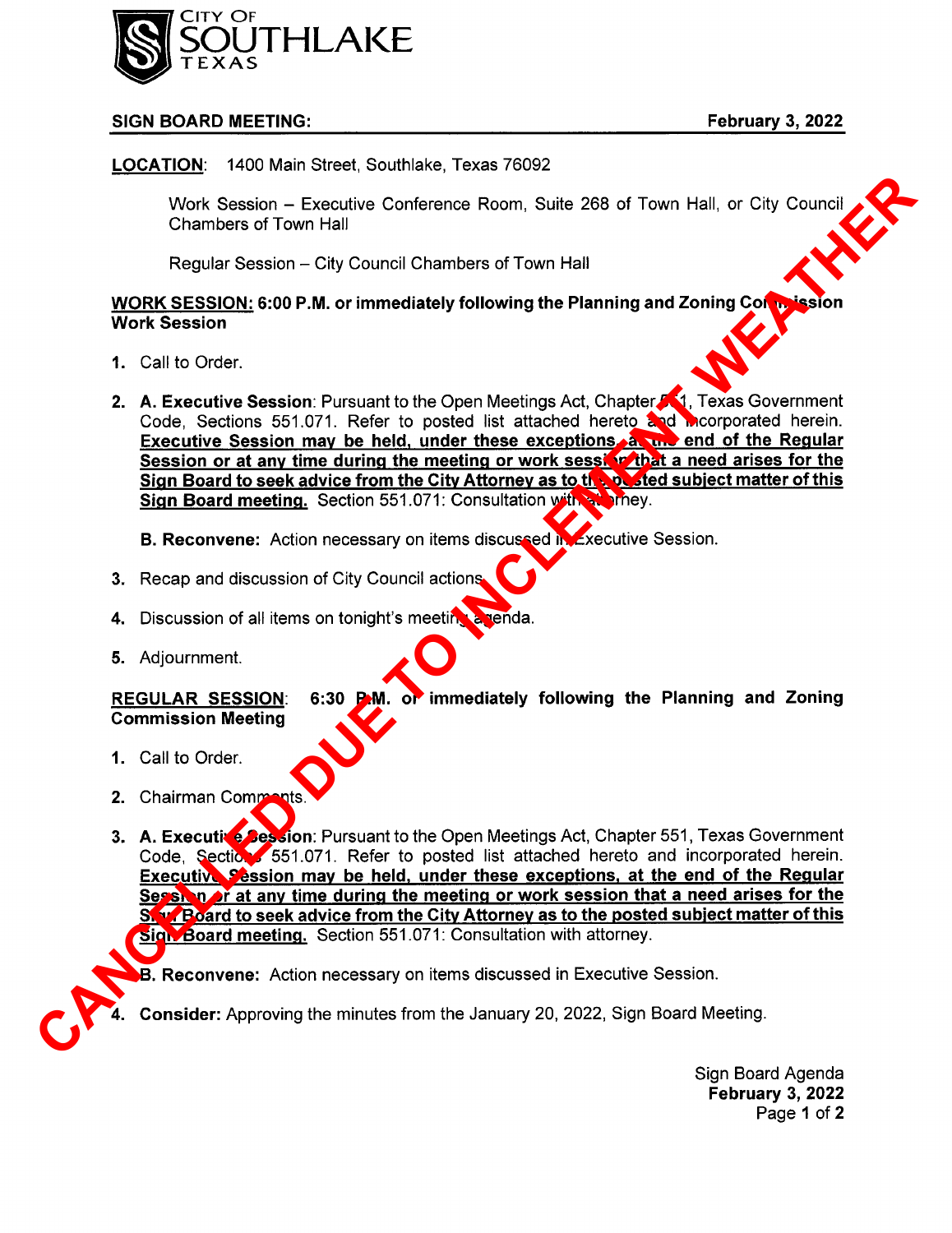CITY OF SOUTHLAKE TEXAS

**SIGN BOARD MEETING:** **February 3, 2022**

**CANCELLED DUE TO INCLEMENT WEATHER**

**LOCATION**: 1400 Main Street, Southlake, Texas 76092

Work Session – Executive Conference Room, Suite 268 of Town Hall, or City Council Chambers of Town Hall

Regular Session – City Council Chambers of Town Hall

**WORK SESSION: 6:00 P.M. or immediately following the Planning and Zoning Commission Work Session**

1. Call to Order.

2. **A. Executive Session**: Pursuant to the Open Meetings Act, Chapter 551, Texas Government Code, Sections 551.071. Refer to posted list attached hereto and incorporated herein. **Executive Session may be held, under these exceptions, at the end of the Regular Session or at any time during the meeting or work session that a need arises for the Sign Board to seek advice from the City Attorney as to the posted subject matter of this Sign Board meeting.** Section 551.071: Consultation with attorney.

   **B. Reconvene:** Action necessary on items discussed in Executive Session.

3. Recap and discussion of City Council actions.

4. Discussion of all items on tonight's meeting agenda.

5. Adjournment.

**REGULAR SESSION**: **6:30 P.M. or immediately following the Planning and Zoning Commission Meeting**

1. Call to Order.

2. Chairman Comments.

3. **A. Executive Session**: Pursuant to the Open Meetings Act, Chapter 551, Texas Government Code, Sections 551.071. Refer to posted list attached hereto and incorporated herein. **Executive Session may be held, under these exceptions, at the end of the Regular Session or at any time during the meeting or work session that a need arises for the Sign Board to seek advice from the City Attorney as to the posted subject matter of this Sign Board meeting.** Section 551.071: Consultation with attorney.

   **B. Reconvene:** Action necessary on items discussed in Executive Session.

4. **Consider:** Approving the minutes from the January 20, 2022, Sign Board Meeting.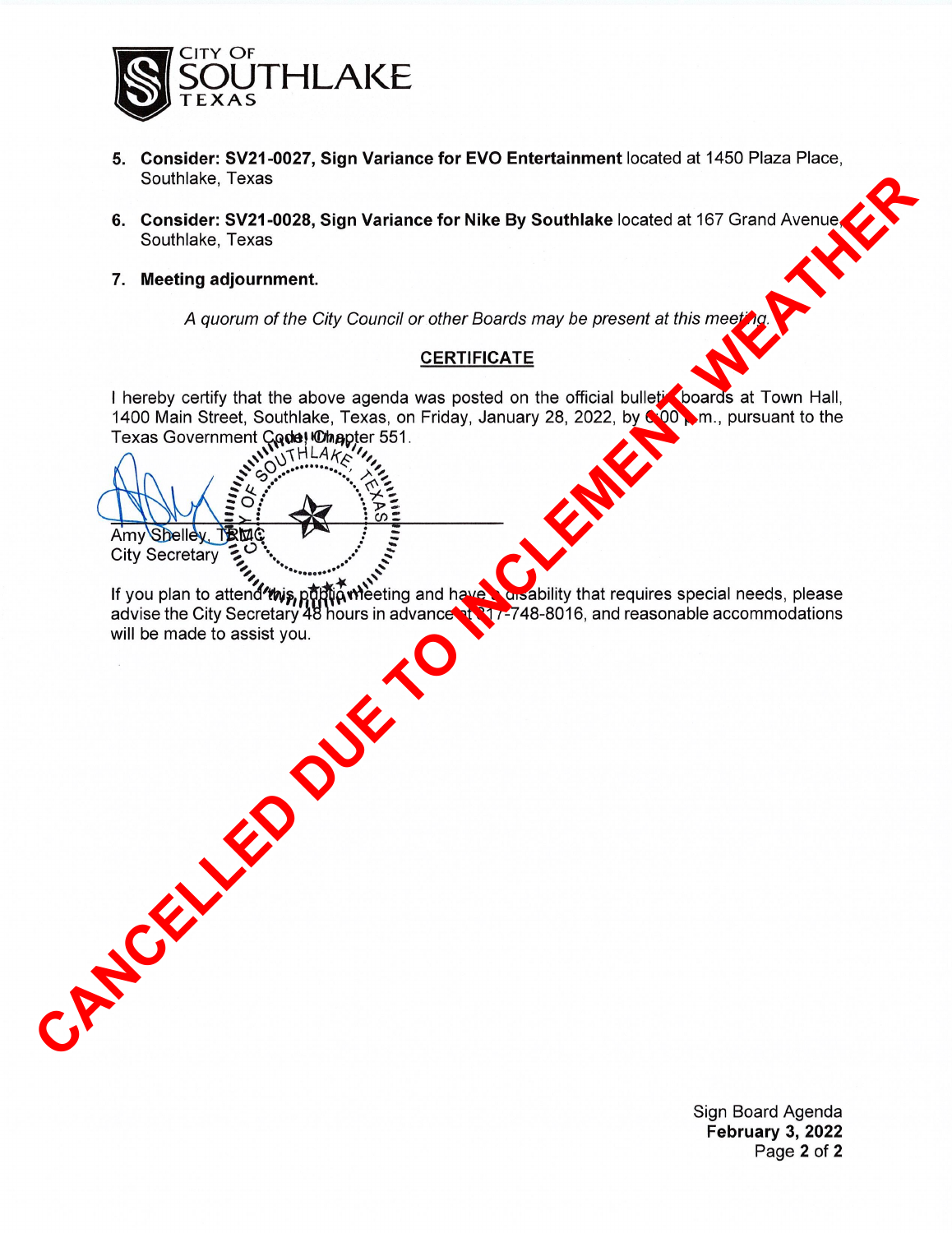5. **Consider: SV21-0027, Sign Variance for EVO Entertainment** located at 1450 Plaza Place, Southlake, Texas

6. **Consider: SV21-0028, Sign Variance for Nike By Southlake** located at 167 Grand Avenue, Southlake, Texas

7. **Meeting adjournment.**

*A quorum of the City Council or other Boards may be present at this meeting.*

## CERTIFICATE

I hereby certify that the above agenda was posted on the official bulletin boards at Town Hall, 1400 Main Street, Southlake, Texas, on Friday, January 28, 2022, by 6:00 p.m., pursuant to the Texas Government Code, Chapter 551.

Amy Shelley, TRMC
City Secretary

If you plan to attend this public meeting and have a disability that requires special needs, please advise the City Secretary 48 hours in advance at 817-748-8016, and reasonable accommodations will be made to assist you.

CANCELLED DUE TO INCLEMENT WEATHER

Sign Board Agenda
**February 3, 2022**